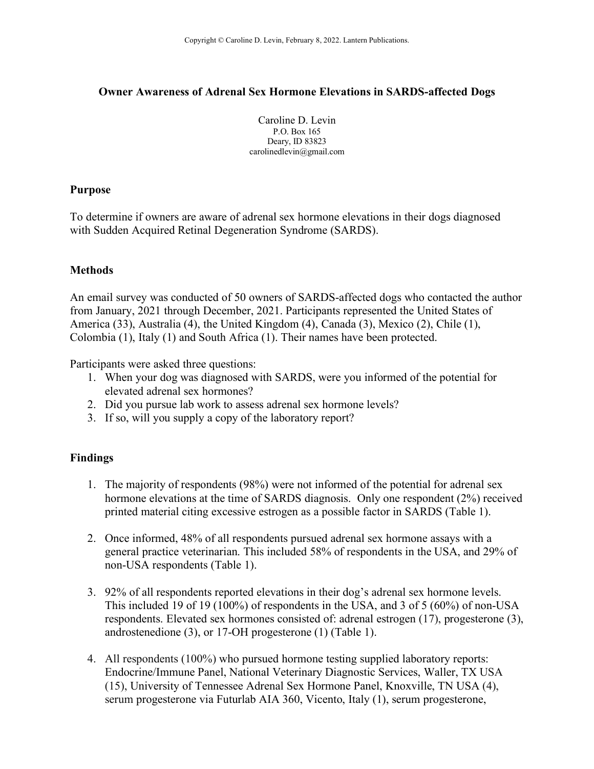Copyright © Caroline D. Levin, February 8, 2022. Lantern Publications.

# Owner Awareness of Adrenal Sex Hormone Elevations in SARDS-affected Dogs

Caroline D. Levin
P.O. Box 165
Deary, ID 83823
carolinedlevin@gmail.com

## Purpose

To determine if owners are aware of adrenal sex hormone elevations in their dogs diagnosed with Sudden Acquired Retinal Degeneration Syndrome (SARDS).

## Methods

An email survey was conducted of 50 owners of SARDS-affected dogs who contacted the author from January, 2021 through December, 2021. Participants represented the United States of America (33), Australia (4), the United Kingdom (4), Canada (3), Mexico (2), Chile (1), Colombia (1), Italy (1) and South Africa (1). Their names have been protected.

Participants were asked three questions:

1. When your dog was diagnosed with SARDS, were you informed of the potential for elevated adrenal sex hormones?
2. Did you pursue lab work to assess adrenal sex hormone levels?
3. If so, will you supply a copy of the laboratory report?

## Findings

1. The majority of respondents (98%) were not informed of the potential for adrenal sex hormone elevations at the time of SARDS diagnosis. Only one respondent (2%) received printed material citing excessive estrogen as a possible factor in SARDS (Table 1).
2. Once informed, 48% of all respondents pursued adrenal sex hormone assays with a general practice veterinarian. This included 58% of respondents in the USA, and 29% of non-USA respondents (Table 1).
3. 92% of all respondents reported elevations in their dog's adrenal sex hormone levels. This included 19 of 19 (100%) of respondents in the USA, and 3 of 5 (60%) of non-USA respondents. Elevated sex hormones consisted of: adrenal estrogen (17), progesterone (3), androstenedione (3), or 17-OH progesterone (1) (Table 1).
4. All respondents (100%) who pursued hormone testing supplied laboratory reports: Endocrine/Immune Panel, National Veterinary Diagnostic Services, Waller, TX USA (15), University of Tennessee Adrenal Sex Hormone Panel, Knoxville, TN USA (4), serum progesterone via Futurlab AIA 360, Vicento, Italy (1), serum progesterone,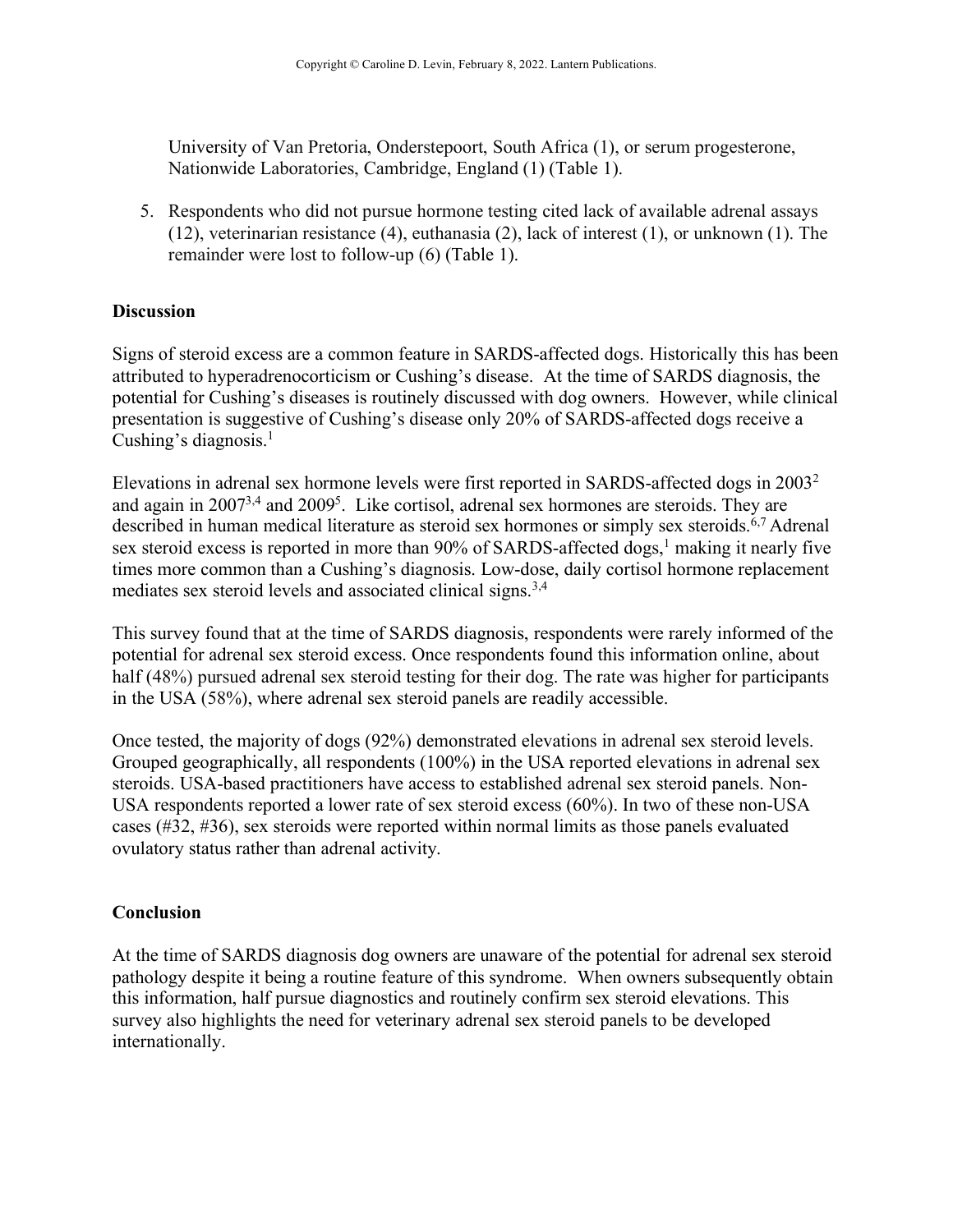University of Van Pretoria, Onderstepoort, South Africa (1), or serum progesterone, Nationwide Laboratories, Cambridge, England (1) (Table 1).

5. Respondents who did not pursue hormone testing cited lack of available adrenal assays (12), veterinarian resistance (4), euthanasia (2), lack of interest (1), or unknown (1). The remainder were lost to follow-up (6) (Table 1).

## Discussion

Signs of steroid excess are a common feature in SARDS-affected dogs. Historically this has been attributed to hyperadrenocorticism or Cushing's disease. At the time of SARDS diagnosis, the potential for Cushing's diseases is routinely discussed with dog owners. However, while clinical presentation is suggestive of Cushing's disease only 20% of SARDS-affected dogs receive a Cushing's diagnosis.[1]

Elevations in adrenal sex hormone levels were first reported in SARDS-affected dogs in 2003[2] and again in 2007[3,4] and 2009[5]. Like cortisol, adrenal sex hormones are steroids. They are described in human medical literature as steroid sex hormones or simply sex steroids.[6,7] Adrenal sex steroid excess is reported in more than 90% of SARDS-affected dogs,[1] making it nearly five times more common than a Cushing's diagnosis. Low-dose, daily cortisol hormone replacement mediates sex steroid levels and associated clinical signs.[3,4]

This survey found that at the time of SARDS diagnosis, respondents were rarely informed of the potential for adrenal sex steroid excess. Once respondents found this information online, about half (48%) pursued adrenal sex steroid testing for their dog. The rate was higher for participants in the USA (58%), where adrenal sex steroid panels are readily accessible.

Once tested, the majority of dogs (92%) demonstrated elevations in adrenal sex steroid levels. Grouped geographically, all respondents (100%) in the USA reported elevations in adrenal sex steroids. USA-based practitioners have access to established adrenal sex steroid panels. Non-USA respondents reported a lower rate of sex steroid excess (60%). In two of these non-USA cases (#32, #36), sex steroids were reported within normal limits as those panels evaluated ovulatory status rather than adrenal activity.

## Conclusion

At the time of SARDS diagnosis dog owners are unaware of the potential for adrenal sex steroid pathology despite it being a routine feature of this syndrome. When owners subsequently obtain this information, half pursue diagnostics and routinely confirm sex steroid elevations. This survey also highlights the need for veterinary adrenal sex steroid panels to be developed internationally.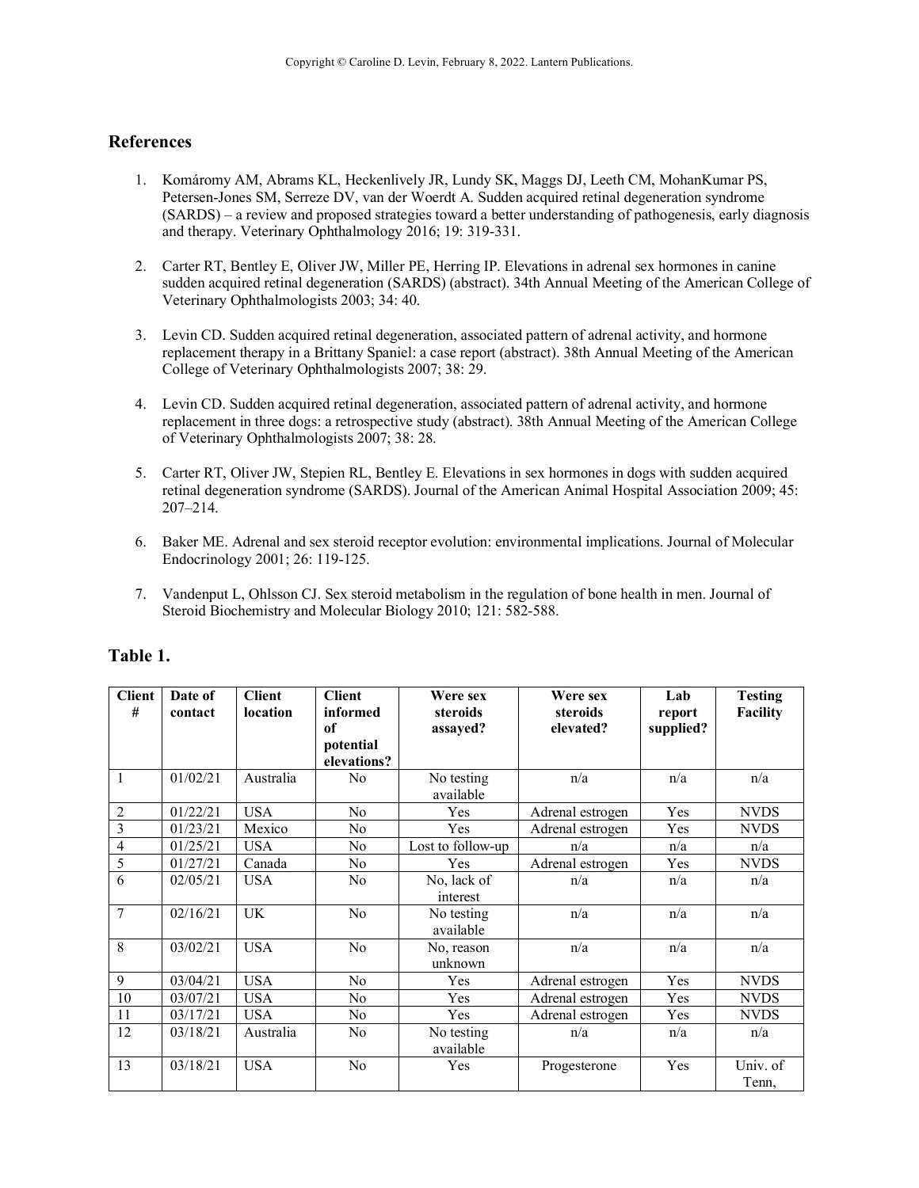## References

1. Komáromy AM, Abrams KL, Heckenlively JR, Lundy SK, Maggs DJ, Leeth CM, MohanKumar PS, Petersen-Jones SM, Serreze DV, van der Woerdt A. Sudden acquired retinal degeneration syndrome (SARDS) – a review and proposed strategies toward a better understanding of pathogenesis, early diagnosis and therapy. Veterinary Ophthalmology 2016; 19: 319-331.

2. Carter RT, Bentley E, Oliver JW, Miller PE, Herring IP. Elevations in adrenal sex hormones in canine sudden acquired retinal degeneration (SARDS) (abstract). 34th Annual Meeting of the American College of Veterinary Ophthalmologists 2003; 34: 40.

3. Levin CD. Sudden acquired retinal degeneration, associated pattern of adrenal activity, and hormone replacement therapy in a Brittany Spaniel: a case report (abstract). 38th Annual Meeting of the American College of Veterinary Ophthalmologists 2007; 38: 29.

4. Levin CD. Sudden acquired retinal degeneration, associated pattern of adrenal activity, and hormone replacement in three dogs: a retrospective study (abstract). 38th Annual Meeting of the American College of Veterinary Ophthalmologists 2007; 38: 28.

5. Carter RT, Oliver JW, Stepien RL, Bentley E. Elevations in sex hormones in dogs with sudden acquired retinal degeneration syndrome (SARDS). Journal of the American Animal Hospital Association 2009; 45: 207–214.

6. Baker ME. Adrenal and sex steroid receptor evolution: environmental implications. Journal of Molecular Endocrinology 2001; 26: 119-125.

7. Vandenput L, Ohlsson CJ. Sex steroid metabolism in the regulation of bone health in men. Journal of Steroid Biochemistry and Molecular Biology 2010; 121: 582-588.

## Table 1.

| Client # | Date of contact | Client location | Client informed of potential elevations? | Were sex steroids assayed? | Were sex steroids elevated? | Lab report supplied? | Testing Facility |
|---|---|---|---|---|---|---|---|
| 1 | 01/02/21 | Australia | No | No testing available | n/a | n/a | n/a |
| 2 | 01/22/21 | USA | No | Yes | Adrenal estrogen | Yes | NVDS |
| 3 | 01/23/21 | Mexico | No | Yes | Adrenal estrogen | Yes | NVDS |
| 4 | 01/25/21 | USA | No | Lost to follow-up | n/a | n/a | n/a |
| 5 | 01/27/21 | Canada | No | Yes | Adrenal estrogen | Yes | NVDS |
| 6 | 02/05/21 | USA | No | No, lack of interest | n/a | n/a | n/a |
| 7 | 02/16/21 | UK | No | No testing available | n/a | n/a | n/a |
| 8 | 03/02/21 | USA | No | No, reason unknown | n/a | n/a | n/a |
| 9 | 03/04/21 | USA | No | Yes | Adrenal estrogen | Yes | NVDS |
| 10 | 03/07/21 | USA | No | Yes | Adrenal estrogen | Yes | NVDS |
| 11 | 03/17/21 | USA | No | Yes | Adrenal estrogen | Yes | NVDS |
| 12 | 03/18/21 | Australia | No | No testing available | n/a | n/a | n/a |
| 13 | 03/18/21 | USA | No | Yes | Progesterone | Yes | Univ. of Tenn, |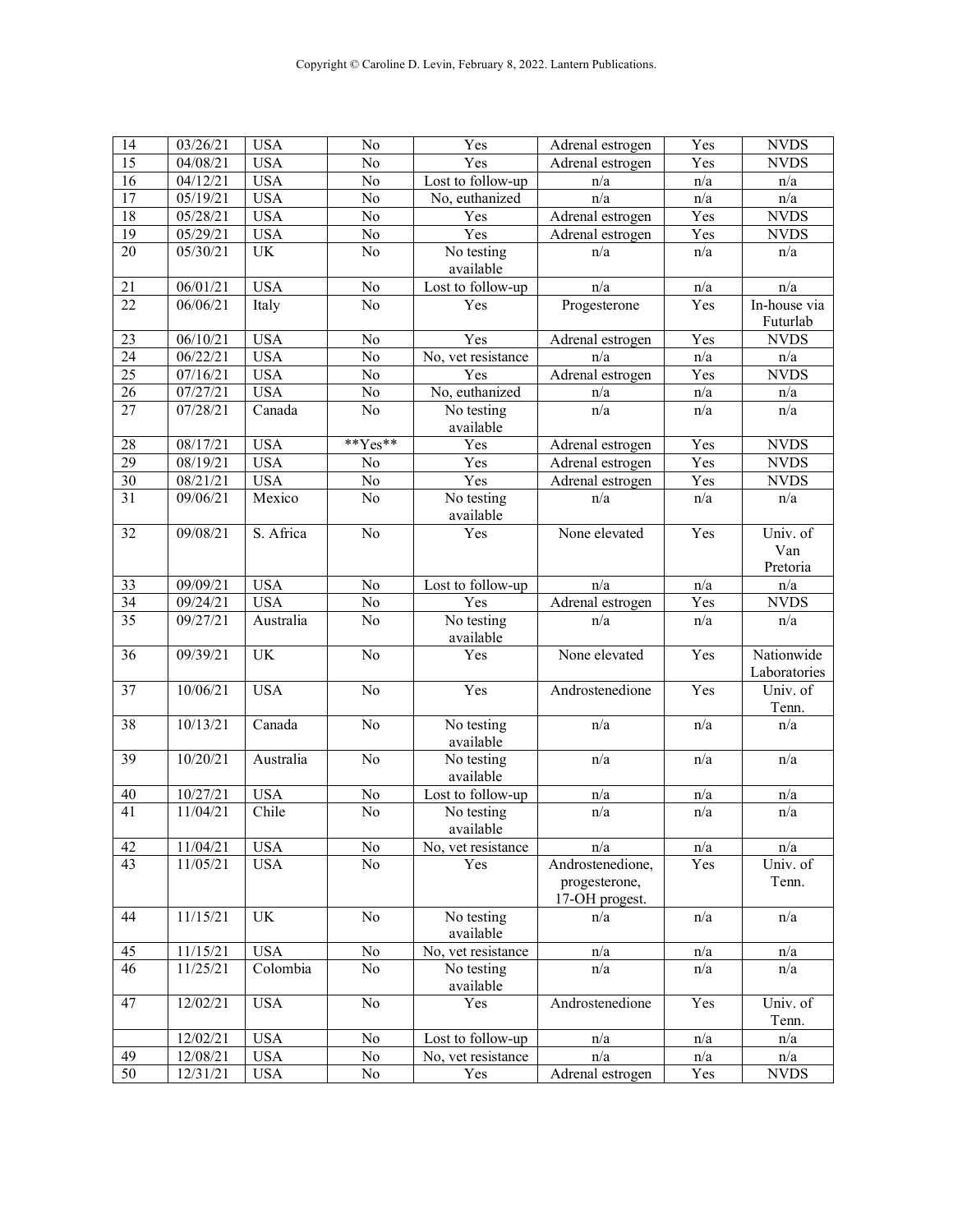| | | | | | | | |
|---|---|---|---|---|---|---|---|
| 14 | 03/26/21 | USA | No | Yes | Adrenal estrogen | Yes | NVDS |
| 15 | 04/08/21 | USA | No | Yes | Adrenal estrogen | Yes | NVDS |
| 16 | 04/12/21 | USA | No | Lost to follow-up | n/a | n/a | n/a |
| 17 | 05/19/21 | USA | No | No, euthanized | n/a | n/a | n/a |
| 18 | 05/28/21 | USA | No | Yes | Adrenal estrogen | Yes | NVDS |
| 19 | 05/29/21 | USA | No | Yes | Adrenal estrogen | Yes | NVDS |
| 20 | 05/30/21 | UK | No | No testing available | n/a | n/a | n/a |
| 21 | 06/01/21 | USA | No | Lost to follow-up | n/a | n/a | n/a |
| 22 | 06/06/21 | Italy | No | Yes | Progesterone | Yes | In-house via Futurlab |
| 23 | 06/10/21 | USA | No | Yes | Adrenal estrogen | Yes | NVDS |
| 24 | 06/22/21 | USA | No | No, vet resistance | n/a | n/a | n/a |
| 25 | 07/16/21 | USA | No | Yes | Adrenal estrogen | Yes | NVDS |
| 26 | 07/27/21 | USA | No | No, euthanized | n/a | n/a | n/a |
| 27 | 07/28/21 | Canada | No | No testing available | n/a | n/a | n/a |
| 28 | 08/17/21 | USA | **Yes** | Yes | Adrenal estrogen | Yes | NVDS |
| 29 | 08/19/21 | USA | No | Yes | Adrenal estrogen | Yes | NVDS |
| 30 | 08/21/21 | USA | No | Yes | Adrenal estrogen | Yes | NVDS |
| 31 | 09/06/21 | Mexico | No | No testing available | n/a | n/a | n/a |
| 32 | 09/08/21 | S. Africa | No | Yes | None elevated | Yes | Univ. of Van Pretoria |
| 33 | 09/09/21 | USA | No | Lost to follow-up | n/a | n/a | n/a |
| 34 | 09/24/21 | USA | No | Yes | Adrenal estrogen | Yes | NVDS |
| 35 | 09/27/21 | Australia | No | No testing available | n/a | n/a | n/a |
| 36 | 09/39/21 | UK | No | Yes | None elevated | Yes | Nationwide Laboratories |
| 37 | 10/06/21 | USA | No | Yes | Androstenedione | Yes | Univ. of Tenn. |
| 38 | 10/13/21 | Canada | No | No testing available | n/a | n/a | n/a |
| 39 | 10/20/21 | Australia | No | No testing available | n/a | n/a | n/a |
| 40 | 10/27/21 | USA | No | Lost to follow-up | n/a | n/a | n/a |
| 41 | 11/04/21 | Chile | No | No testing available | n/a | n/a | n/a |
| 42 | 11/04/21 | USA | No | No, vet resistance | n/a | n/a | n/a |
| 43 | 11/05/21 | USA | No | Yes | Androstenedione, progesterone, 17-OH progest. | Yes | Univ. of Tenn. |
| 44 | 11/15/21 | UK | No | No testing available | n/a | n/a | n/a |
| 45 | 11/15/21 | USA | No | No, vet resistance | n/a | n/a | n/a |
| 46 | 11/25/21 | Colombia | No | No testing available | n/a | n/a | n/a |
| 47 | 12/02/21 | USA | No | Yes | Androstenedione | Yes | Univ. of Tenn. |
| | 12/02/21 | USA | No | Lost to follow-up | n/a | n/a | n/a |
| 49 | 12/08/21 | USA | No | No, vet resistance | n/a | n/a | n/a |
| 50 | 12/31/21 | USA | No | Yes | Adrenal estrogen | Yes | NVDS |